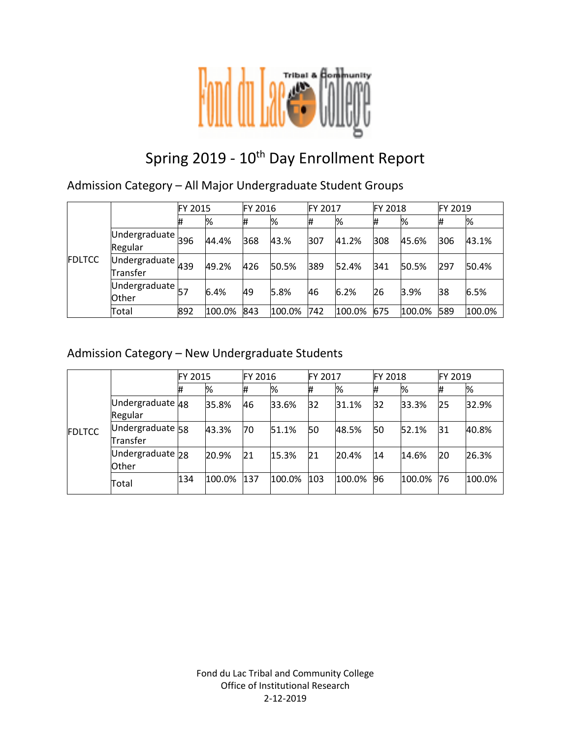# Spring 2019 - 10th Day Enrollment Report

## Admission Category – All Major Undergraduate Student Groups

| | | FY 2015 | | FY 2016 | | FY 2017 | | FY 2018 | | FY 2019 | |
|---|---|---|---|---|---|---|---|---|---|---|---|
| | | # | % | # | % | # | % | # | % | # | % |
| FDLTCC | Undergraduate Regular | 396 | 44.4% | 368 | 43.% | 307 | 41.2% | 308 | 45.6% | 306 | 43.1% |
| | Undergraduate Transfer | 439 | 49.2% | 426 | 50.5% | 389 | 52.4% | 341 | 50.5% | 297 | 50.4% |
| | Undergraduate Other | 57 | 6.4% | 49 | 5.8% | 46 | 6.2% | 26 | 3.9% | 38 | 6.5% |
| | Total | 892 | 100.0% | 843 | 100.0% | 742 | 100.0% | 675 | 100.0% | 589 | 100.0% |

## Admission Category – New Undergraduate Students

| | | FY 2015 | | FY 2016 | | FY 2017 | | FY 2018 | | FY 2019 | |
|---|---|---|---|---|---|---|---|---|---|---|---|
| | | # | % | # | % | # | % | # | % | # | % |
| FDLTCC | Undergraduate Regular | 48 | 35.8% | 46 | 33.6% | 32 | 31.1% | 32 | 33.3% | 25 | 32.9% |
| | Undergraduate Transfer | 58 | 43.3% | 70 | 51.1% | 50 | 48.5% | 50 | 52.1% | 31 | 40.8% |
| | Undergraduate Other | 28 | 20.9% | 21 | 15.3% | 21 | 20.4% | 14 | 14.6% | 20 | 26.3% |
| | Total | 134 | 100.0% | 137 | 100.0% | 103 | 100.0% | 96 | 100.0% | 76 | 100.0% |

Fond du Lac Tribal and Community College
Office of Institutional Research
2-12-2019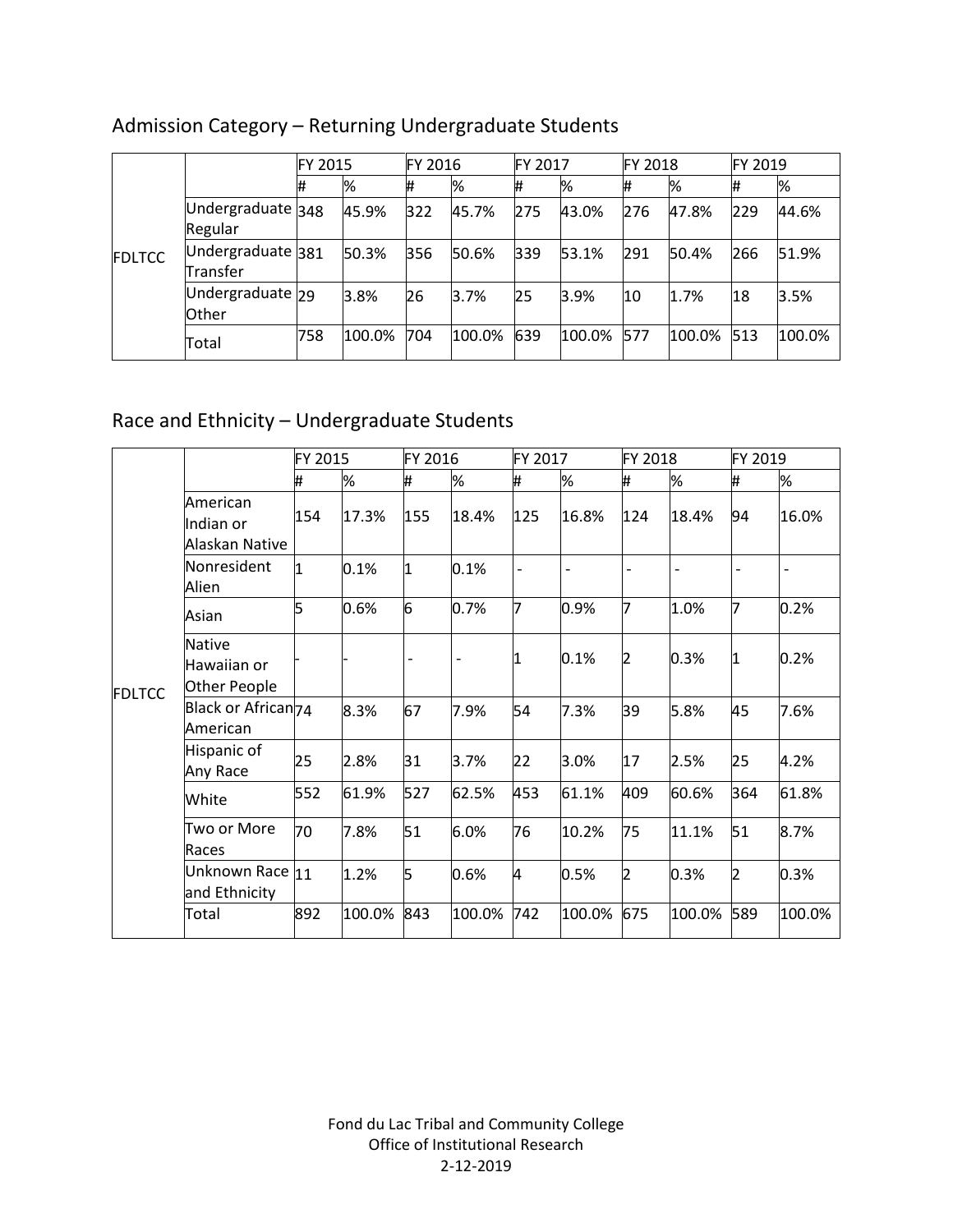## Admission Category – Returning Undergraduate Students

| | | FY 2015 | | FY 2016 | | FY 2017 | | FY 2018 | | FY 2019 | |
|---|---|---|---|---|---|---|---|---|---|---|---|
| | | # | % | # | % | # | % | # | % | # | % |
| FDLTCC | Undergraduate Regular | 348 | 45.9% | 322 | 45.7% | 275 | 43.0% | 276 | 47.8% | 229 | 44.6% |
| | Undergraduate Transfer | 381 | 50.3% | 356 | 50.6% | 339 | 53.1% | 291 | 50.4% | 266 | 51.9% |
| | Undergraduate Other | 29 | 3.8% | 26 | 3.7% | 25 | 3.9% | 10 | 1.7% | 18 | 3.5% |
| | Total | 758 | 100.0% | 704 | 100.0% | 639 | 100.0% | 577 | 100.0% | 513 | 100.0% |

## Race and Ethnicity – Undergraduate Students

| | | FY 2015 | | FY 2016 | | FY 2017 | | FY 2018 | | FY 2019 | |
|---|---|---|---|---|---|---|---|---|---|---|---|
| | | # | % | # | % | # | % | # | % | # | % |
| FDLTCC | American Indian or Alaskan Native | 154 | 17.3% | 155 | 18.4% | 125 | 16.8% | 124 | 18.4% | 94 | 16.0% |
| | Nonresident Alien | 1 | 0.1% | 1 | 0.1% | - | - | - | - | - | - |
| | Asian | 5 | 0.6% | 6 | 0.7% | 7 | 0.9% | 7 | 1.0% | 7 | 0.2% |
| | Native Hawaiian or Other People | - | - | - | - | 1 | 0.1% | 2 | 0.3% | 1 | 0.2% |
| | Black or African American | 74 | 8.3% | 67 | 7.9% | 54 | 7.3% | 39 | 5.8% | 45 | 7.6% |
| | Hispanic of Any Race | 25 | 2.8% | 31 | 3.7% | 22 | 3.0% | 17 | 2.5% | 25 | 4.2% |
| | White | 552 | 61.9% | 527 | 62.5% | 453 | 61.1% | 409 | 60.6% | 364 | 61.8% |
| | Two or More Races | 70 | 7.8% | 51 | 6.0% | 76 | 10.2% | 75 | 11.1% | 51 | 8.7% |
| | Unknown Race and Ethnicity | 11 | 1.2% | 5 | 0.6% | 4 | 0.5% | 2 | 0.3% | 2 | 0.3% |
| | Total | 892 | 100.0% | 843 | 100.0% | 742 | 100.0% | 675 | 100.0% | 589 | 100.0% |

Fond du Lac Tribal and Community College
Office of Institutional Research
2-12-2019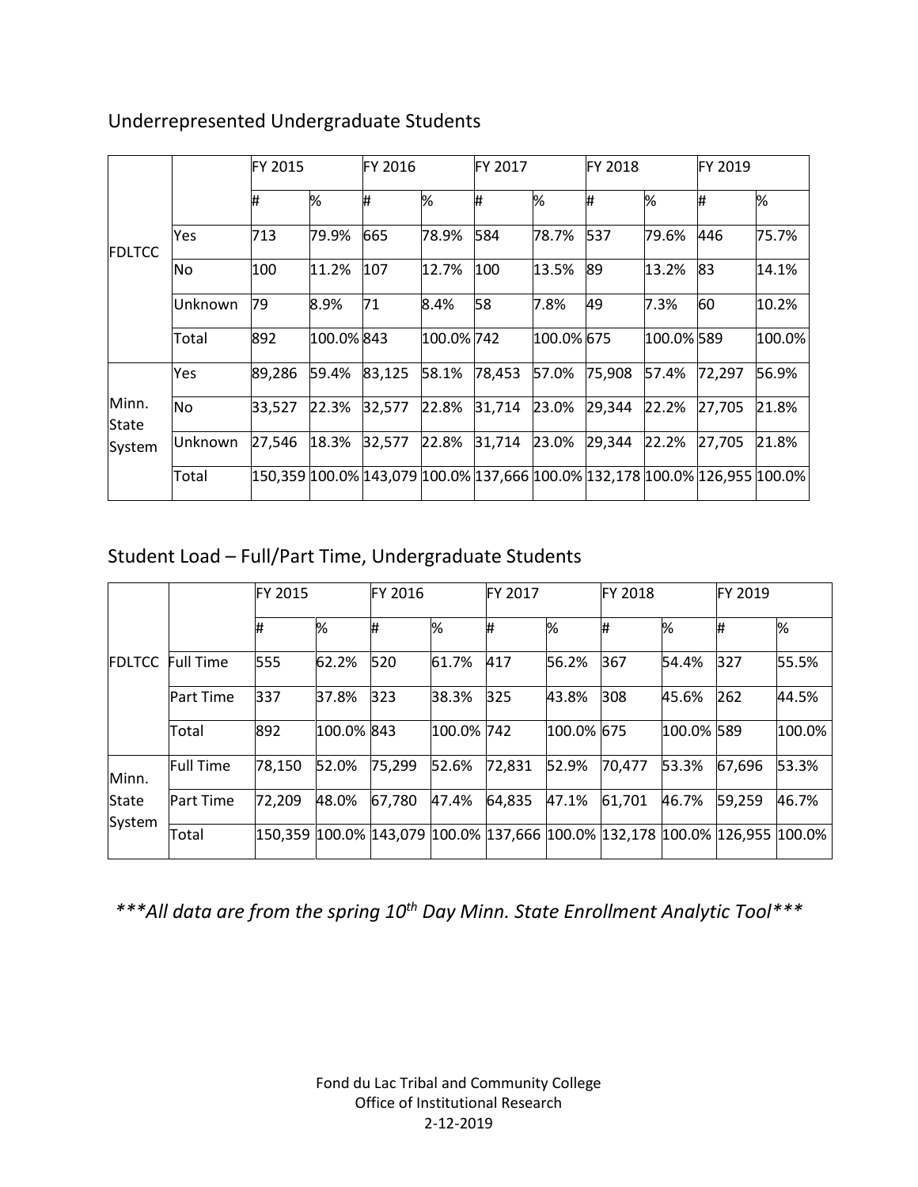## Underrepresented Undergraduate Students

| | | FY 2015 | | FY 2016 | | FY 2017 | | FY 2018 | | FY 2019 | |
|---|---|---|---|---|---|---|---|---|---|---|---|
| | | # | % | # | % | # | % | # | % | # | % |
| FDLTCC | Yes | 713 | 79.9% | 665 | 78.9% | 584 | 78.7% | 537 | 79.6% | 446 | 75.7% |
| | No | 100 | 11.2% | 107 | 12.7% | 100 | 13.5% | 89 | 13.2% | 83 | 14.1% |
| | Unknown | 79 | 8.9% | 71 | 8.4% | 58 | 7.8% | 49 | 7.3% | 60 | 10.2% |
| | Total | 892 | 100.0% | 843 | 100.0% | 742 | 100.0% | 675 | 100.0% | 589 | 100.0% |
| Minn. State System | Yes | 89,286 | 59.4% | 83,125 | 58.1% | 78,453 | 57.0% | 75,908 | 57.4% | 72,297 | 56.9% |
| | No | 33,527 | 22.3% | 32,577 | 22.8% | 31,714 | 23.0% | 29,344 | 22.2% | 27,705 | 21.8% |
| | Unknown | 27,546 | 18.3% | 32,577 | 22.8% | 31,714 | 23.0% | 29,344 | 22.2% | 27,705 | 21.8% |
| | Total | 150,359 | 100.0% | 143,079 | 100.0% | 137,666 | 100.0% | 132,178 | 100.0% | 126,955 | 100.0% |

## Student Load – Full/Part Time, Undergraduate Students

| | | FY 2015 | | FY 2016 | | FY 2017 | | FY 2018 | | FY 2019 | |
|---|---|---|---|---|---|---|---|---|---|---|---|
| | | # | % | # | % | # | % | # | % | # | % |
| FDLTCC | Full Time | 555 | 62.2% | 520 | 61.7% | 417 | 56.2% | 367 | 54.4% | 327 | 55.5% |
| | Part Time | 337 | 37.8% | 323 | 38.3% | 325 | 43.8% | 308 | 45.6% | 262 | 44.5% |
| | Total | 892 | 100.0% | 843 | 100.0% | 742 | 100.0% | 675 | 100.0% | 589 | 100.0% |
| Minn. State System | Full Time | 78,150 | 52.0% | 75,299 | 52.6% | 72,831 | 52.9% | 70,477 | 53.3% | 67,696 | 53.3% |
| | Part Time | 72,209 | 48.0% | 67,780 | 47.4% | 64,835 | 47.1% | 61,701 | 46.7% | 59,259 | 46.7% |
| | Total | 150,359 | 100.0% | 143,079 | 100.0% | 137,666 | 100.0% | 132,178 | 100.0% | 126,955 | 100.0% |

***\*\*\*All data are from the spring 10th Day Minn. State Enrollment Analytic Tool\*\*\****

Fond du Lac Tribal and Community College
Office of Institutional Research
2-12-2019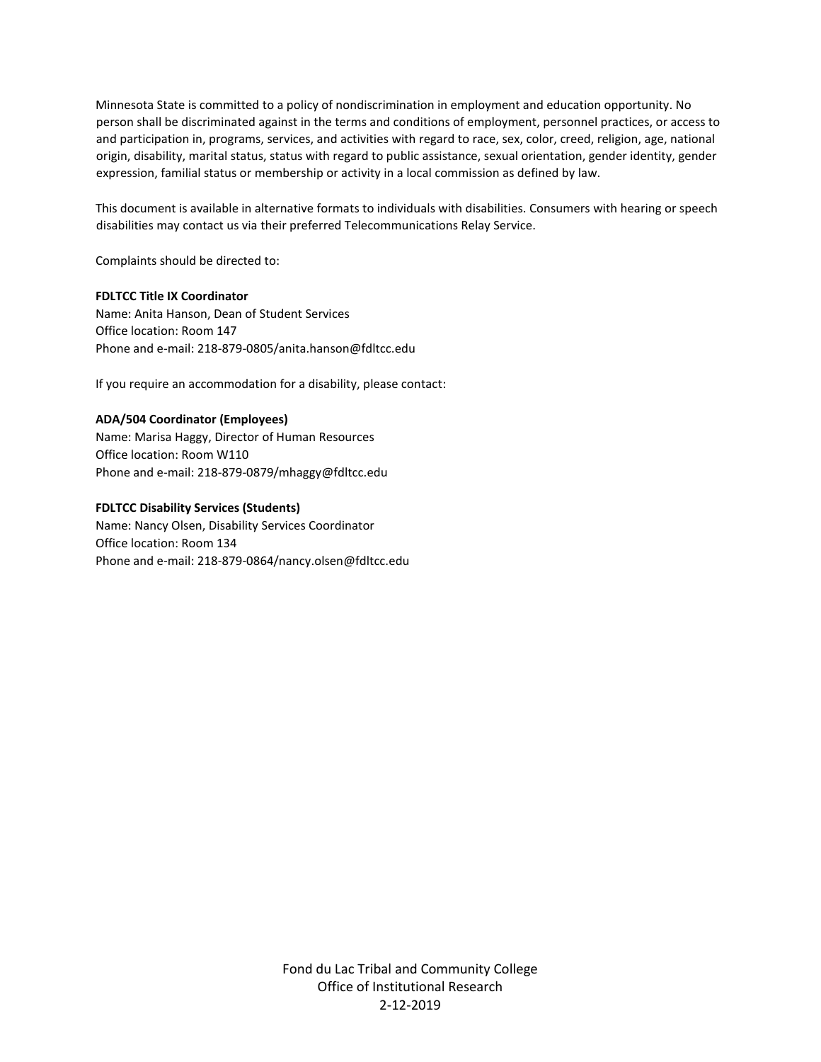Minnesota State is committed to a policy of nondiscrimination in employment and education opportunity. No person shall be discriminated against in the terms and conditions of employment, personnel practices, or access to and participation in, programs, services, and activities with regard to race, sex, color, creed, religion, age, national origin, disability, marital status, status with regard to public assistance, sexual orientation, gender identity, gender expression, familial status or membership or activity in a local commission as defined by law.

This document is available in alternative formats to individuals with disabilities. Consumers with hearing or speech disabilities may contact us via their preferred Telecommunications Relay Service.

Complaints should be directed to:

**FDLTCC Title IX Coordinator**
Name: Anita Hanson, Dean of Student Services
Office location: Room 147
Phone and e-mail: 218-879-0805/anita.hanson@fdltcc.edu

If you require an accommodation for a disability, please contact:

**ADA/504 Coordinator (Employees)**
Name: Marisa Haggy, Director of Human Resources
Office location: Room W110
Phone and e-mail: 218-879-0879/mhaggy@fdltcc.edu

**FDLTCC Disability Services (Students)**
Name: Nancy Olsen, Disability Services Coordinator
Office location: Room 134
Phone and e-mail: 218-879-0864/nancy.olsen@fdltcc.edu

Fond du Lac Tribal and Community College
Office of Institutional Research
2-12-2019